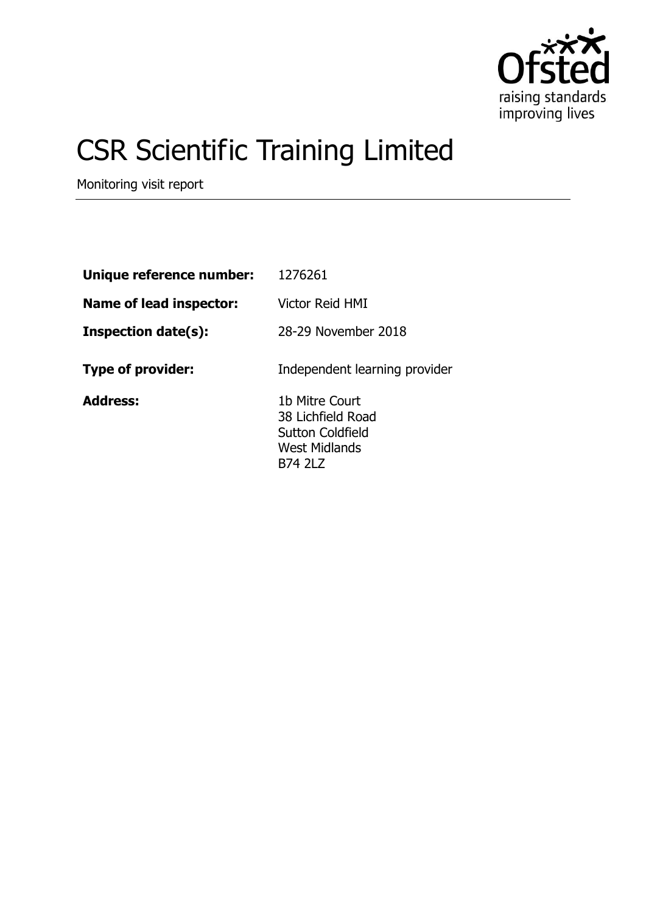# CSR Scientific Training Limited

Monitoring visit report

| | |
|---|---|
| **Unique reference number:** | 1276261 |
| **Name of lead inspector:** | Victor Reid HMI |
| **Inspection date(s):** | 28-29 November 2018 |
| **Type of provider:** | Independent learning provider |
| **Address:** | 1b Mitre Court<br>38 Lichfield Road<br>Sutton Coldfield<br>West Midlands<br>B74 2LZ |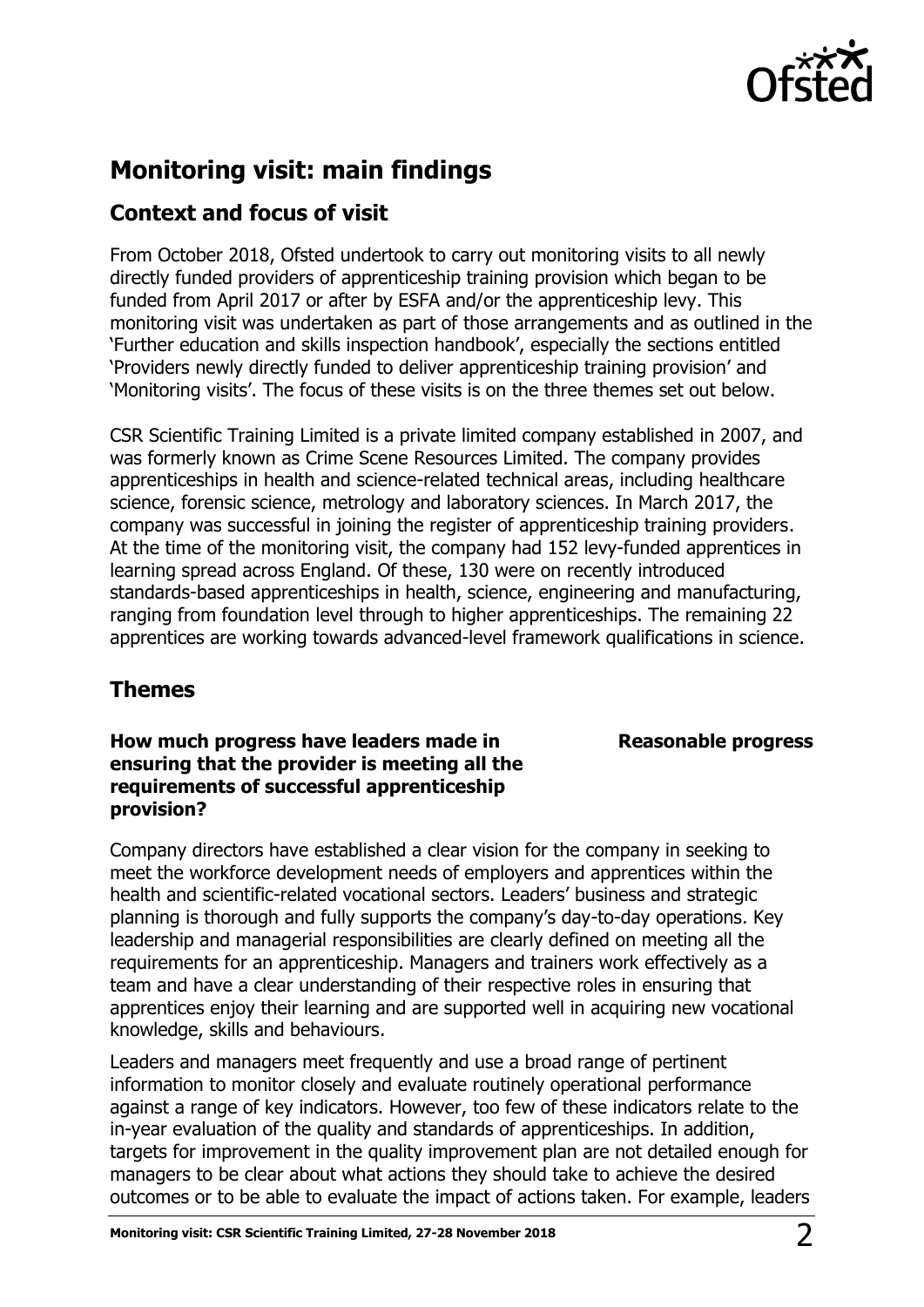## Monitoring visit: main findings

### Context and focus of visit

From October 2018, Ofsted undertook to carry out monitoring visits to all newly directly funded providers of apprenticeship training provision which began to be funded from April 2017 or after by ESFA and/or the apprenticeship levy. This monitoring visit was undertaken as part of those arrangements and as outlined in the 'Further education and skills inspection handbook', especially the sections entitled 'Providers newly directly funded to deliver apprenticeship training provision' and 'Monitoring visits'. The focus of these visits is on the three themes set out below.

CSR Scientific Training Limited is a private limited company established in 2007, and was formerly known as Crime Scene Resources Limited. The company provides apprenticeships in health and science-related technical areas, including healthcare science, forensic science, metrology and laboratory sciences. In March 2017, the company was successful in joining the register of apprenticeship training providers. At the time of the monitoring visit, the company had 152 levy-funded apprentices in learning spread across England. Of these, 130 were on recently introduced standards-based apprenticeships in health, science, engineering and manufacturing, ranging from foundation level through to higher apprenticeships. The remaining 22 apprentices are working towards advanced-level framework qualifications in science.

### Themes

**How much progress have leaders made in ensuring that the provider is meeting all the requirements of successful apprenticeship provision?** — **Reasonable progress**

Company directors have established a clear vision for the company in seeking to meet the workforce development needs of employers and apprentices within the health and scientific-related vocational sectors. Leaders' business and strategic planning is thorough and fully supports the company's day-to-day operations. Key leadership and managerial responsibilities are clearly defined on meeting all the requirements for an apprenticeship. Managers and trainers work effectively as a team and have a clear understanding of their respective roles in ensuring that apprentices enjoy their learning and are supported well in acquiring new vocational knowledge, skills and behaviours.

Leaders and managers meet frequently and use a broad range of pertinent information to monitor closely and evaluate routinely operational performance against a range of key indicators. However, too few of these indicators relate to the in-year evaluation of the quality and standards of apprenticeships. In addition, targets for improvement in the quality improvement plan are not detailed enough for managers to be clear about what actions they should take to achieve the desired outcomes or to be able to evaluate the impact of actions taken. For example, leaders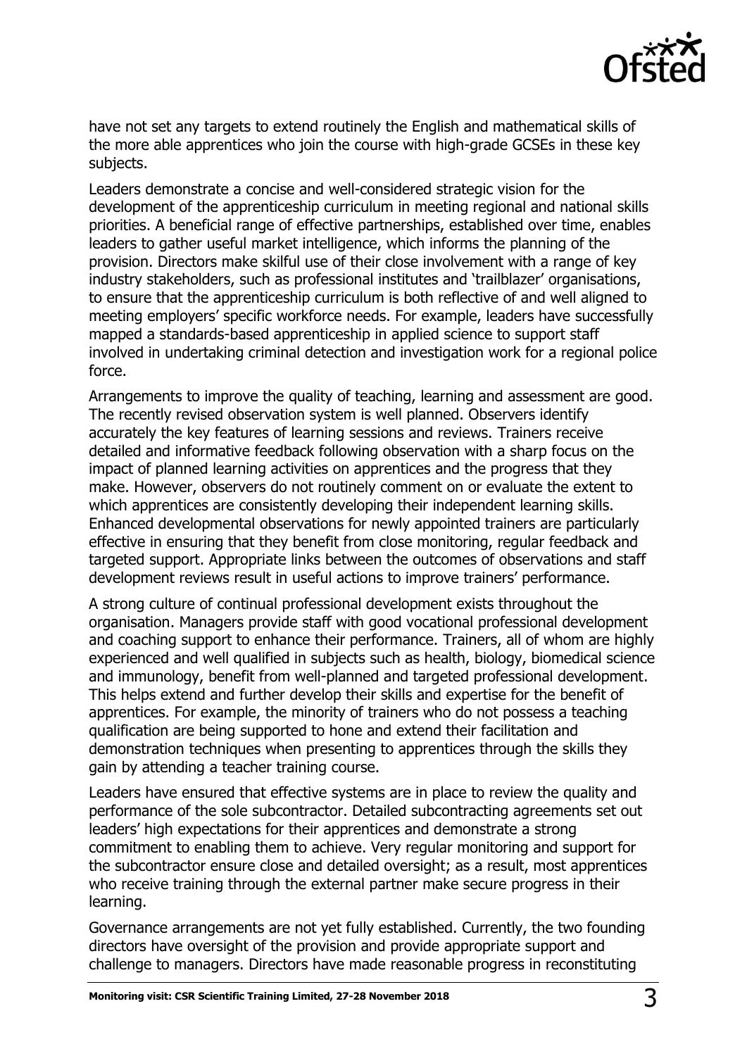have not set any targets to extend routinely the English and mathematical skills of the more able apprentices who join the course with high-grade GCSEs in these key subjects.

Leaders demonstrate a concise and well-considered strategic vision for the development of the apprenticeship curriculum in meeting regional and national skills priorities. A beneficial range of effective partnerships, established over time, enables leaders to gather useful market intelligence, which informs the planning of the provision. Directors make skilful use of their close involvement with a range of key industry stakeholders, such as professional institutes and 'trailblazer' organisations, to ensure that the apprenticeship curriculum is both reflective of and well aligned to meeting employers' specific workforce needs. For example, leaders have successfully mapped a standards-based apprenticeship in applied science to support staff involved in undertaking criminal detection and investigation work for a regional police force.

Arrangements to improve the quality of teaching, learning and assessment are good. The recently revised observation system is well planned. Observers identify accurately the key features of learning sessions and reviews. Trainers receive detailed and informative feedback following observation with a sharp focus on the impact of planned learning activities on apprentices and the progress that they make. However, observers do not routinely comment on or evaluate the extent to which apprentices are consistently developing their independent learning skills. Enhanced developmental observations for newly appointed trainers are particularly effective in ensuring that they benefit from close monitoring, regular feedback and targeted support. Appropriate links between the outcomes of observations and staff development reviews result in useful actions to improve trainers' performance.

A strong culture of continual professional development exists throughout the organisation. Managers provide staff with good vocational professional development and coaching support to enhance their performance. Trainers, all of whom are highly experienced and well qualified in subjects such as health, biology, biomedical science and immunology, benefit from well-planned and targeted professional development. This helps extend and further develop their skills and expertise for the benefit of apprentices. For example, the minority of trainers who do not possess a teaching qualification are being supported to hone and extend their facilitation and demonstration techniques when presenting to apprentices through the skills they gain by attending a teacher training course.

Leaders have ensured that effective systems are in place to review the quality and performance of the sole subcontractor. Detailed subcontracting agreements set out leaders' high expectations for their apprentices and demonstrate a strong commitment to enabling them to achieve. Very regular monitoring and support for the subcontractor ensure close and detailed oversight; as a result, most apprentices who receive training through the external partner make secure progress in their learning.

Governance arrangements are not yet fully established. Currently, the two founding directors have oversight of the provision and provide appropriate support and challenge to managers. Directors have made reasonable progress in reconstituting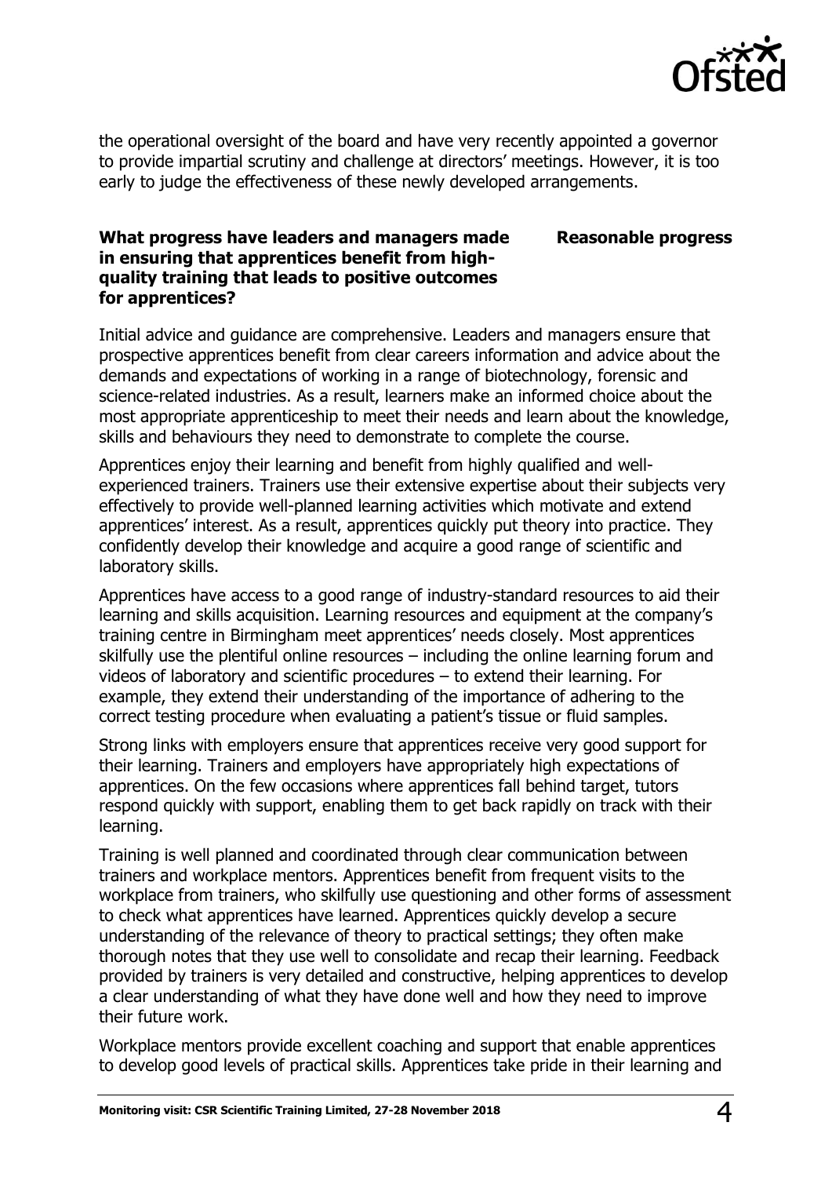the operational oversight of the board and have very recently appointed a governor to provide impartial scrutiny and challenge at directors' meetings. However, it is too early to judge the effectiveness of these newly developed arrangements.

**What progress have leaders and managers made in ensuring that apprentices benefit from high-quality training that leads to positive outcomes for apprentices?** **Reasonable progress**

Initial advice and guidance are comprehensive. Leaders and managers ensure that prospective apprentices benefit from clear careers information and advice about the demands and expectations of working in a range of biotechnology, forensic and science-related industries. As a result, learners make an informed choice about the most appropriate apprenticeship to meet their needs and learn about the knowledge, skills and behaviours they need to demonstrate to complete the course.

Apprentices enjoy their learning and benefit from highly qualified and well-experienced trainers. Trainers use their extensive expertise about their subjects very effectively to provide well-planned learning activities which motivate and extend apprentices' interest. As a result, apprentices quickly put theory into practice. They confidently develop their knowledge and acquire a good range of scientific and laboratory skills.

Apprentices have access to a good range of industry-standard resources to aid their learning and skills acquisition. Learning resources and equipment at the company's training centre in Birmingham meet apprentices' needs closely. Most apprentices skilfully use the plentiful online resources – including the online learning forum and videos of laboratory and scientific procedures – to extend their learning. For example, they extend their understanding of the importance of adhering to the correct testing procedure when evaluating a patient's tissue or fluid samples.

Strong links with employers ensure that apprentices receive very good support for their learning. Trainers and employers have appropriately high expectations of apprentices. On the few occasions where apprentices fall behind target, tutors respond quickly with support, enabling them to get back rapidly on track with their learning.

Training is well planned and coordinated through clear communication between trainers and workplace mentors. Apprentices benefit from frequent visits to the workplace from trainers, who skilfully use questioning and other forms of assessment to check what apprentices have learned. Apprentices quickly develop a secure understanding of the relevance of theory to practical settings; they often make thorough notes that they use well to consolidate and recap their learning. Feedback provided by trainers is very detailed and constructive, helping apprentices to develop a clear understanding of what they have done well and how they need to improve their future work.

Workplace mentors provide excellent coaching and support that enable apprentices to develop good levels of practical skills. Apprentices take pride in their learning and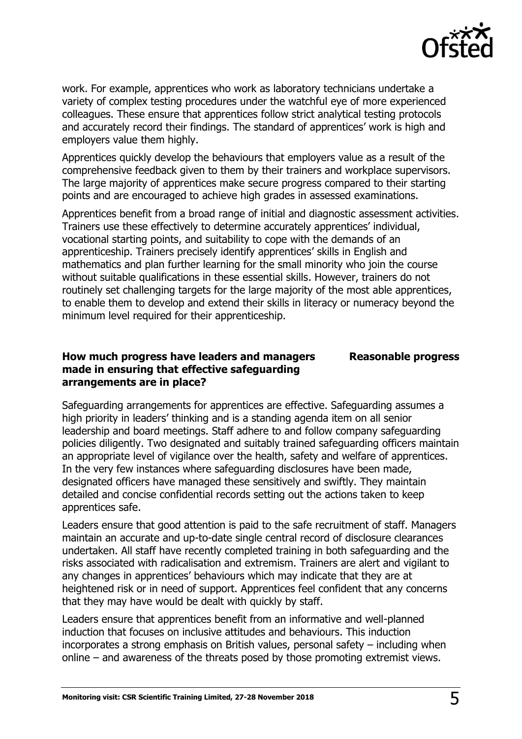work. For example, apprentices who work as laboratory technicians undertake a variety of complex testing procedures under the watchful eye of more experienced colleagues. These ensure that apprentices follow strict analytical testing protocols and accurately record their findings. The standard of apprentices' work is high and employers value them highly.

Apprentices quickly develop the behaviours that employers value as a result of the comprehensive feedback given to them by their trainers and workplace supervisors. The large majority of apprentices make secure progress compared to their starting points and are encouraged to achieve high grades in assessed examinations.

Apprentices benefit from a broad range of initial and diagnostic assessment activities. Trainers use these effectively to determine accurately apprentices' individual, vocational starting points, and suitability to cope with the demands of an apprenticeship. Trainers precisely identify apprentices' skills in English and mathematics and plan further learning for the small minority who join the course without suitable qualifications in these essential skills. However, trainers do not routinely set challenging targets for the large majority of the most able apprentices, to enable them to develop and extend their skills in literacy or numeracy beyond the minimum level required for their apprenticeship.

**How much progress have leaders and managers made in ensuring that effective safeguarding arrangements are in place?** — **Reasonable progress**

Safeguarding arrangements for apprentices are effective. Safeguarding assumes a high priority in leaders' thinking and is a standing agenda item on all senior leadership and board meetings. Staff adhere to and follow company safeguarding policies diligently. Two designated and suitably trained safeguarding officers maintain an appropriate level of vigilance over the health, safety and welfare of apprentices. In the very few instances where safeguarding disclosures have been made, designated officers have managed these sensitively and swiftly. They maintain detailed and concise confidential records setting out the actions taken to keep apprentices safe.

Leaders ensure that good attention is paid to the safe recruitment of staff. Managers maintain an accurate and up-to-date single central record of disclosure clearances undertaken. All staff have recently completed training in both safeguarding and the risks associated with radicalisation and extremism. Trainers are alert and vigilant to any changes in apprentices' behaviours which may indicate that they are at heightened risk or in need of support. Apprentices feel confident that any concerns that they may have would be dealt with quickly by staff.

Leaders ensure that apprentices benefit from an informative and well-planned induction that focuses on inclusive attitudes and behaviours. This induction incorporates a strong emphasis on British values, personal safety – including when online – and awareness of the threats posed by those promoting extremist views.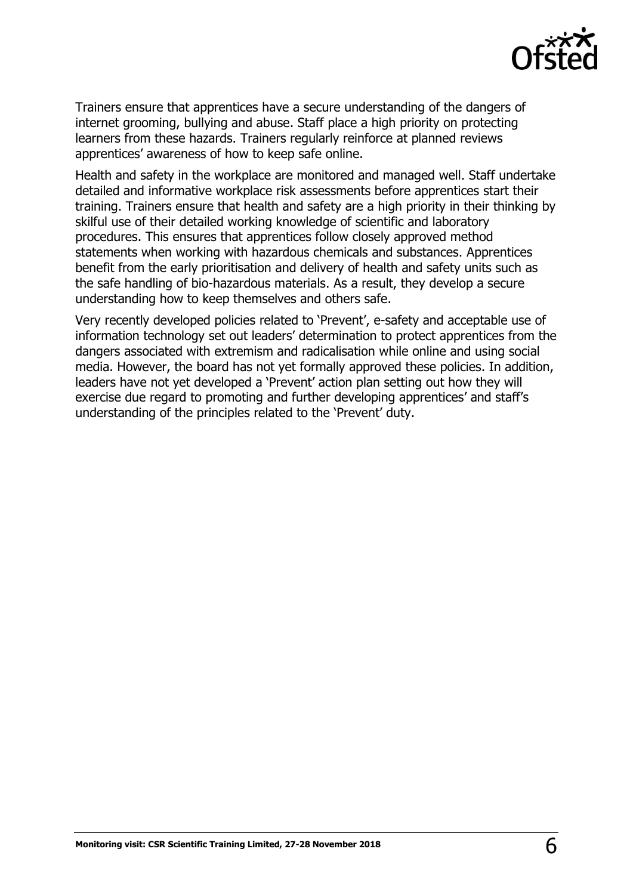Trainers ensure that apprentices have a secure understanding of the dangers of internet grooming, bullying and abuse. Staff place a high priority on protecting learners from these hazards. Trainers regularly reinforce at planned reviews apprentices' awareness of how to keep safe online.

Health and safety in the workplace are monitored and managed well. Staff undertake detailed and informative workplace risk assessments before apprentices start their training. Trainers ensure that health and safety are a high priority in their thinking by skilful use of their detailed working knowledge of scientific and laboratory procedures. This ensures that apprentices follow closely approved method statements when working with hazardous chemicals and substances. Apprentices benefit from the early prioritisation and delivery of health and safety units such as the safe handling of bio-hazardous materials. As a result, they develop a secure understanding how to keep themselves and others safe.

Very recently developed policies related to 'Prevent', e-safety and acceptable use of information technology set out leaders' determination to protect apprentices from the dangers associated with extremism and radicalisation while online and using social media. However, the board has not yet formally approved these policies. In addition, leaders have not yet developed a 'Prevent' action plan setting out how they will exercise due regard to promoting and further developing apprentices' and staff's understanding of the principles related to the 'Prevent' duty.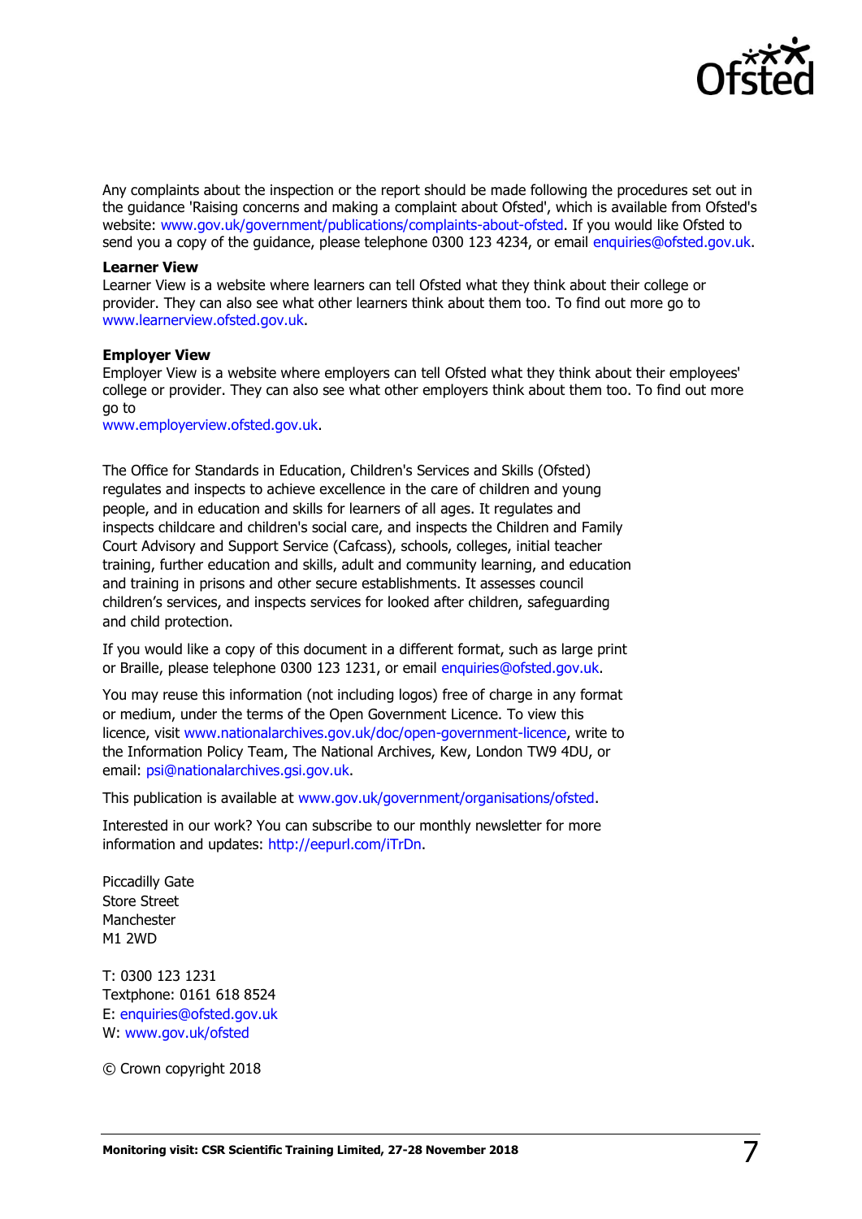Any complaints about the inspection or the report should be made following the procedures set out in the guidance 'Raising concerns and making a complaint about Ofsted', which is available from Ofsted's website: www.gov.uk/government/publications/complaints-about-ofsted. If you would like Ofsted to send you a copy of the guidance, please telephone 0300 123 4234, or email enquiries@ofsted.gov.uk.

**Learner View**

Learner View is a website where learners can tell Ofsted what they think about their college or provider. They can also see what other learners think about them too. To find out more go to www.learnerview.ofsted.gov.uk.

**Employer View**

Employer View is a website where employers can tell Ofsted what they think about their employees' college or provider. They can also see what other employers think about them too. To find out more go to
www.employerview.ofsted.gov.uk.

The Office for Standards in Education, Children's Services and Skills (Ofsted) regulates and inspects to achieve excellence in the care of children and young people, and in education and skills for learners of all ages. It regulates and inspects childcare and children's social care, and inspects the Children and Family Court Advisory and Support Service (Cafcass), schools, colleges, initial teacher training, further education and skills, adult and community learning, and education and training in prisons and other secure establishments. It assesses council children's services, and inspects services for looked after children, safeguarding and child protection.

If you would like a copy of this document in a different format, such as large print or Braille, please telephone 0300 123 1231, or email enquiries@ofsted.gov.uk.

You may reuse this information (not including logos) free of charge in any format or medium, under the terms of the Open Government Licence. To view this licence, visit www.nationalarchives.gov.uk/doc/open-government-licence, write to the Information Policy Team, The National Archives, Kew, London TW9 4DU, or email: psi@nationalarchives.gsi.gov.uk.

This publication is available at www.gov.uk/government/organisations/ofsted.

Interested in our work? You can subscribe to our monthly newsletter for more information and updates: http://eepurl.com/iTrDn.

Piccadilly Gate
Store Street
Manchester
M1 2WD

T: 0300 123 1231
Textphone: 0161 618 8524
E: enquiries@ofsted.gov.uk
W: www.gov.uk/ofsted

© Crown copyright 2018